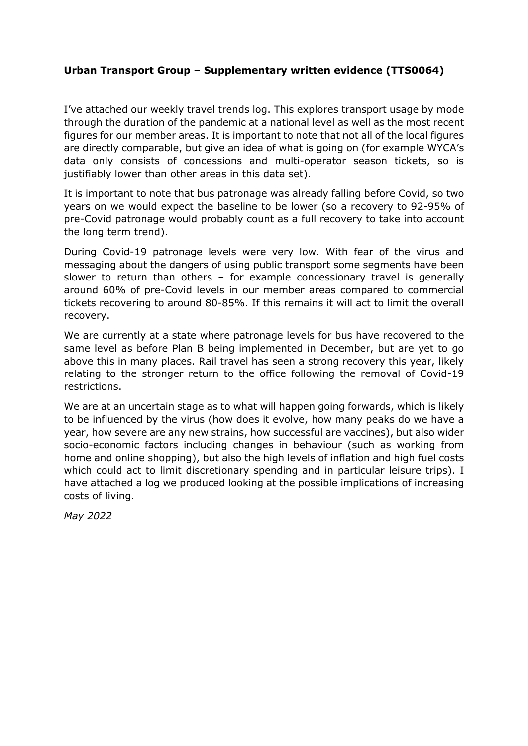**Urban Transport Group – Supplementary written evidence (TTS0064)**

I've attached our weekly travel trends log. This explores transport usage by mode through the duration of the pandemic at a national level as well as the most recent figures for our member areas. It is important to note that not all of the local figures are directly comparable, but give an idea of what is going on (for example WYCA's data only consists of concessions and multi-operator season tickets, so is justifiably lower than other areas in this data set).

It is important to note that bus patronage was already falling before Covid, so two years on we would expect the baseline to be lower (so a recovery to 92-95% of pre-Covid patronage would probably count as a full recovery to take into account the long term trend).

During Covid-19 patronage levels were very low. With fear of the virus and messaging about the dangers of using public transport some segments have been slower to return than others – for example concessionary travel is generally around 60% of pre-Covid levels in our member areas compared to commercial tickets recovering to around 80-85%. If this remains it will act to limit the overall recovery.

We are currently at a state where patronage levels for bus have recovered to the same level as before Plan B being implemented in December, but are yet to go above this in many places. Rail travel has seen a strong recovery this year, likely relating to the stronger return to the office following the removal of Covid-19 restrictions.

We are at an uncertain stage as to what will happen going forwards, which is likely to be influenced by the virus (how does it evolve, how many peaks do we have a year, how severe are any new strains, how successful are vaccines), but also wider socio-economic factors including changes in behaviour (such as working from home and online shopping), but also the high levels of inflation and high fuel costs which could act to limit discretionary spending and in particular leisure trips). I have attached a log we produced looking at the possible implications of increasing costs of living.

*May 2022*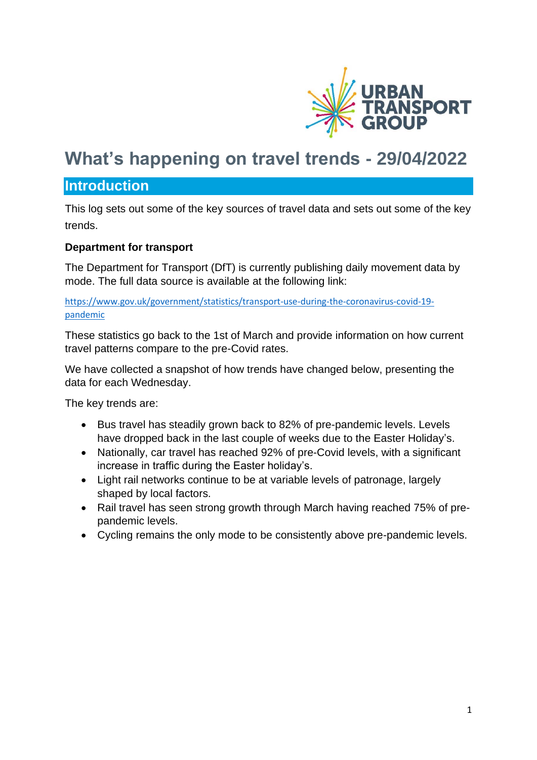# What's happening on travel trends - 29/04/2022

## Introduction

This log sets out some of the key sources of travel data and sets out some of the key trends.

**Department for transport**

The Department for Transport (DfT) is currently publishing daily movement data by mode. The full data source is available at the following link:

https://www.gov.uk/government/statistics/transport-use-during-the-coronavirus-covid-19-pandemic

These statistics go back to the 1st of March and provide information on how current travel patterns compare to the pre-Covid rates.

We have collected a snapshot of how trends have changed below, presenting the data for each Wednesday.

The key trends are:

- Bus travel has steadily grown back to 82% of pre-pandemic levels. Levels have dropped back in the last couple of weeks due to the Easter Holiday's.
- Nationally, car travel has reached 92% of pre-Covid levels, with a significant increase in traffic during the Easter holiday's.
- Light rail networks continue to be at variable levels of patronage, largely shaped by local factors.
- Rail travel has seen strong growth through March having reached 75% of pre-pandemic levels.
- Cycling remains the only mode to be consistently above pre-pandemic levels.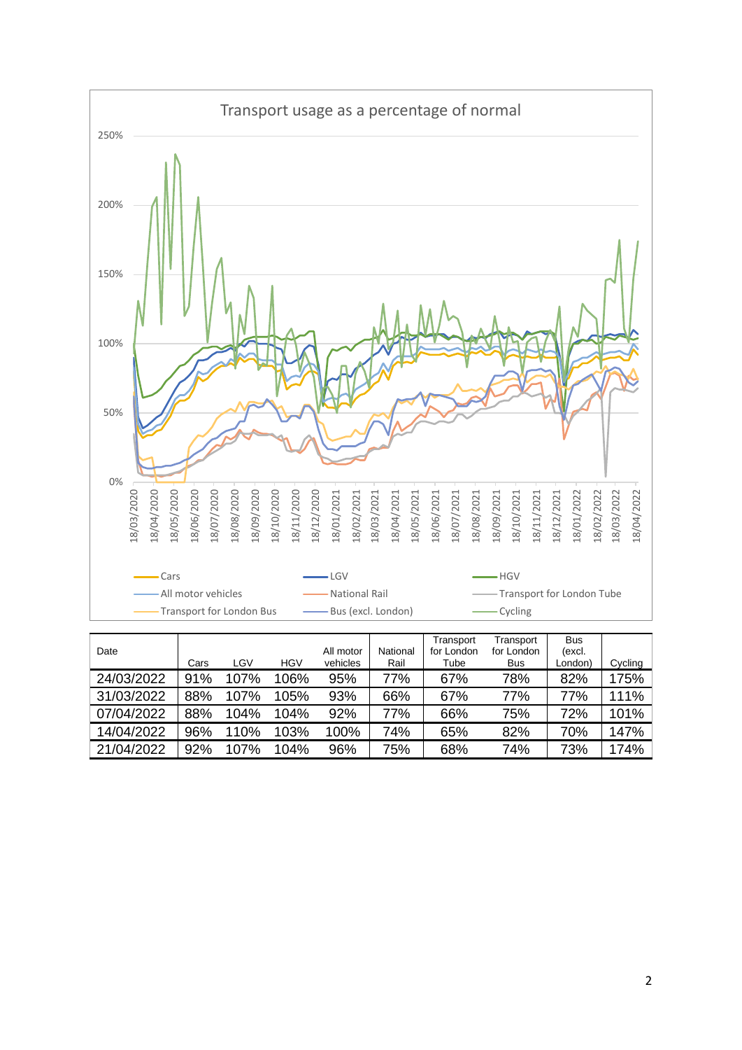Transport usage as a percentage of normal

| Date | Cars | LGV | HGV | All motor vehicles | National Rail | Transport for London Tube | Transport for London Bus | Bus (excl. London) | Cycling |
|---|---|---|---|---|---|---|---|---|---|
| 24/03/2022 | 91% | 107% | 106% | 95% | 77% | 67% | 78% | 82% | 175% |
| 31/03/2022 | 88% | 107% | 105% | 93% | 66% | 67% | 77% | 77% | 111% |
| 07/04/2022 | 88% | 104% | 104% | 92% | 77% | 66% | 75% | 72% | 101% |
| 14/04/2022 | 96% | 110% | 103% | 100% | 74% | 65% | 82% | 70% | 147% |
| 21/04/2022 | 92% | 107% | 104% | 96% | 75% | 68% | 74% | 73% | 174% |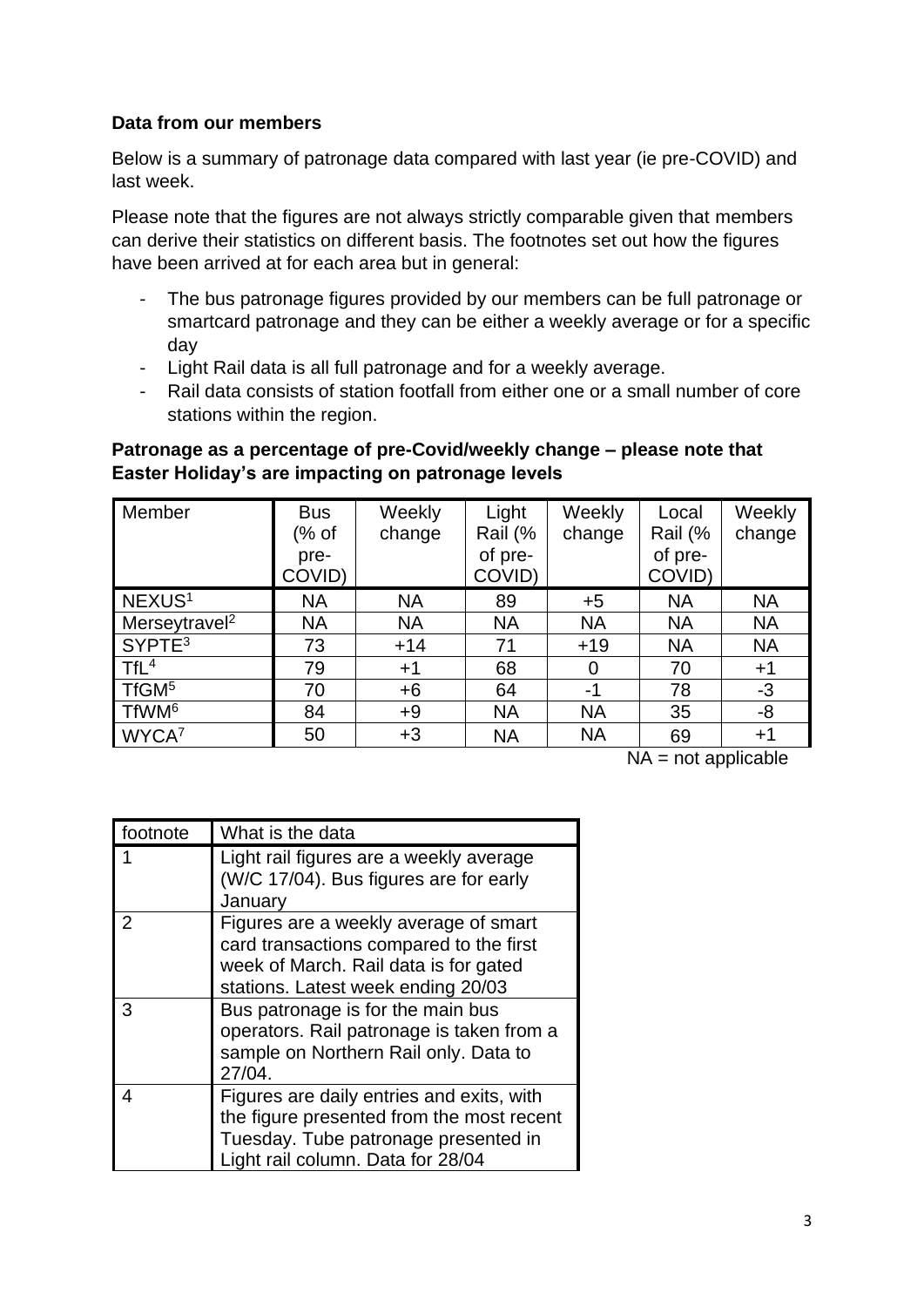**Data from our members**

Below is a summary of patronage data compared with last year (ie pre-COVID) and last week.

Please note that the figures are not always strictly comparable given that members can derive their statistics on different basis. The footnotes set out how the figures have been arrived at for each area but in general:

- The bus patronage figures provided by our members can be full patronage or smartcard patronage and they can be either a weekly average or for a specific day
- Light Rail data is all full patronage and for a weekly average.
- Rail data consists of station footfall from either one or a small number of core stations within the region.

**Patronage as a percentage of pre-Covid/weekly change – please note that Easter Holiday's are impacting on patronage levels**

| Member | Bus (% of pre-COVID) | Weekly change | Light Rail (% of pre-COVID) | Weekly change | Local Rail (% of pre-COVID) | Weekly change |
|---|---|---|---|---|---|---|
| NEXUS[1] | NA | NA | 89 | +5 | NA | NA |
| Merseytravel[2] | NA | NA | NA | NA | NA | NA |
| SYPTE[3] | 73 | +14 | 71 | +19 | NA | NA |
| TfL[4] | 79 | +1 | 68 | 0 | 70 | +1 |
| TfGM[5] | 70 | +6 | 64 | -1 | 78 | -3 |
| TfWM[6] | 84 | +9 | NA | NA | 35 | -8 |
| WYCA[7] | 50 | +3 | NA | NA | 69 | +1 |

NA = not applicable

| footnote | What is the data |
|---|---|
| 1 | Light rail figures are a weekly average (W/C 17/04). Bus figures are for early January |
| 2 | Figures are a weekly average of smart card transactions compared to the first week of March. Rail data is for gated stations. Latest week ending 20/03 |
| 3 | Bus patronage is for the main bus operators. Rail patronage is taken from a sample on Northern Rail only. Data to 27/04. |
| 4 | Figures are daily entries and exits, with the figure presented from the most recent Tuesday. Tube patronage presented in Light rail column. Data for 28/04 |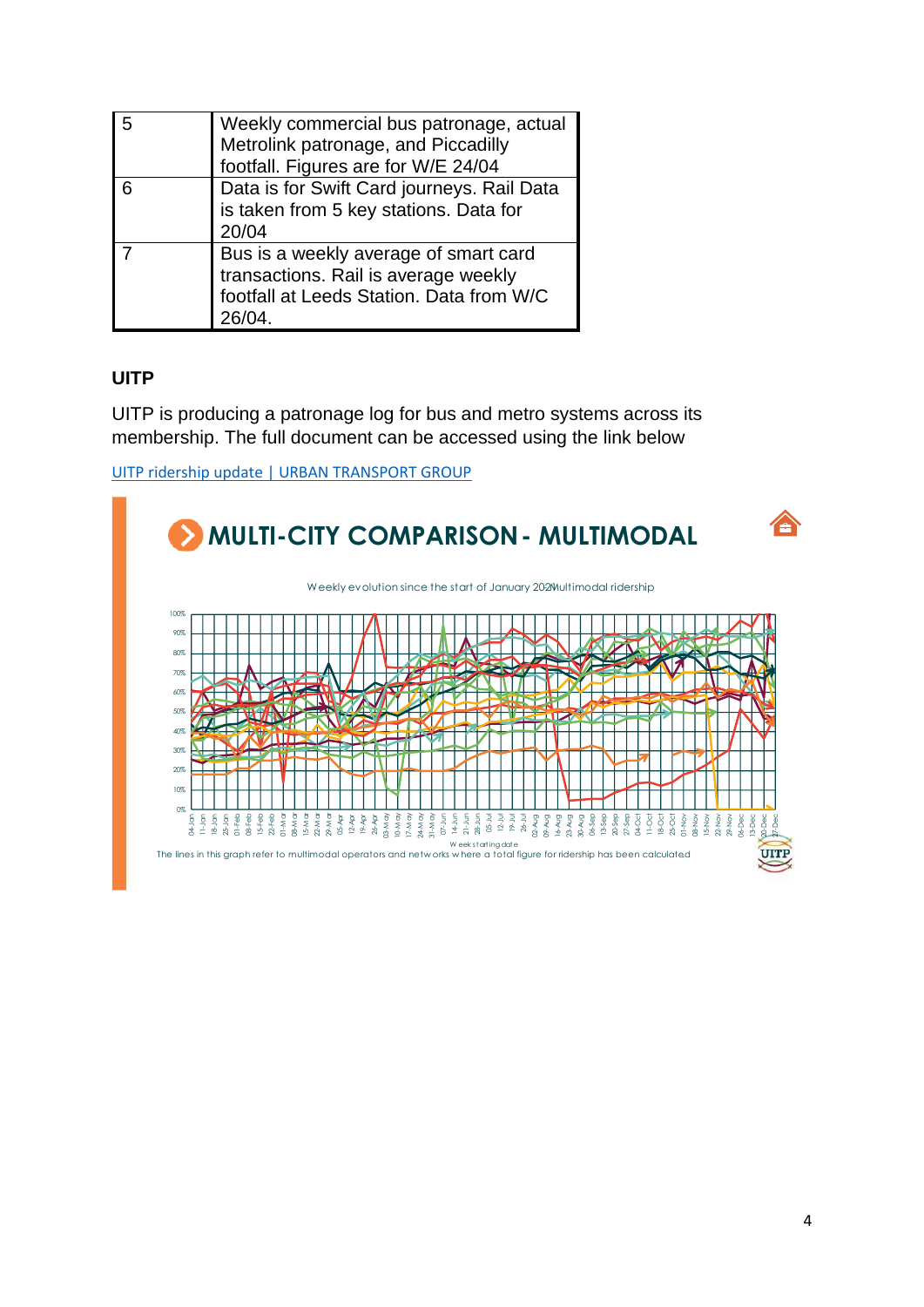| 5 | Weekly commercial bus patronage, actual Metrolink patronage, and Piccadilly footfall. Figures are for W/E 24/04 |
|---|---|
| 6 | Data is for Swift Card journeys. Rail Data is taken from 5 key stations. Data for 20/04 |
| 7 | Bus is a weekly average of smart card transactions. Rail is average weekly footfall at Leeds Station. Data from W/C 26/04. |

## UITP

UITP is producing a patronage log for bus and metro systems across its membership. The full document can be accessed using the link below

[UITP ridership update | URBAN TRANSPORT GROUP]

MULTI-CITY COMPARISON - MULTIMODAL

Weekly evolution since the start of January 2021 Multimodal ridership

The lines in this graph refer to multimodal operators and networks where a total figure for ridership has been calculated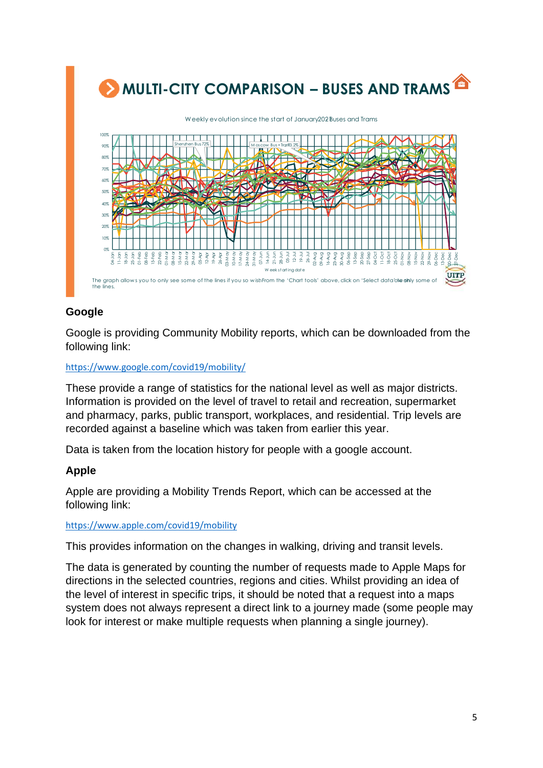## MULTI-CITY COMPARISON – BUSES AND TRAMS

Weekly evolution since the start of January2020 Buses and Trams

The graph allows you to only see some of the lines if you so wish. From the 'Chart tools' above, click on 'Select data' to only some of the lines.

### Google

Google is providing Community Mobility reports, which can be downloaded from the following link:

https://www.google.com/covid19/mobility/

These provide a range of statistics for the national level as well as major districts. Information is provided on the level of travel to retail and recreation, supermarket and pharmacy, parks, public transport, workplaces, and residential. Trip levels are recorded against a baseline which was taken from earlier this year.

Data is taken from the location history for people with a google account.

### Apple

Apple are providing a Mobility Trends Report, which can be accessed at the following link:

https://www.apple.com/covid19/mobility

This provides information on the changes in walking, driving and transit levels.

The data is generated by counting the number of requests made to Apple Maps for directions in the selected countries, regions and cities. Whilst providing an idea of the level of interest in specific trips, it should be noted that a request into a maps system does not always represent a direct link to a journey made (some people may look for interest or make multiple requests when planning a single journey).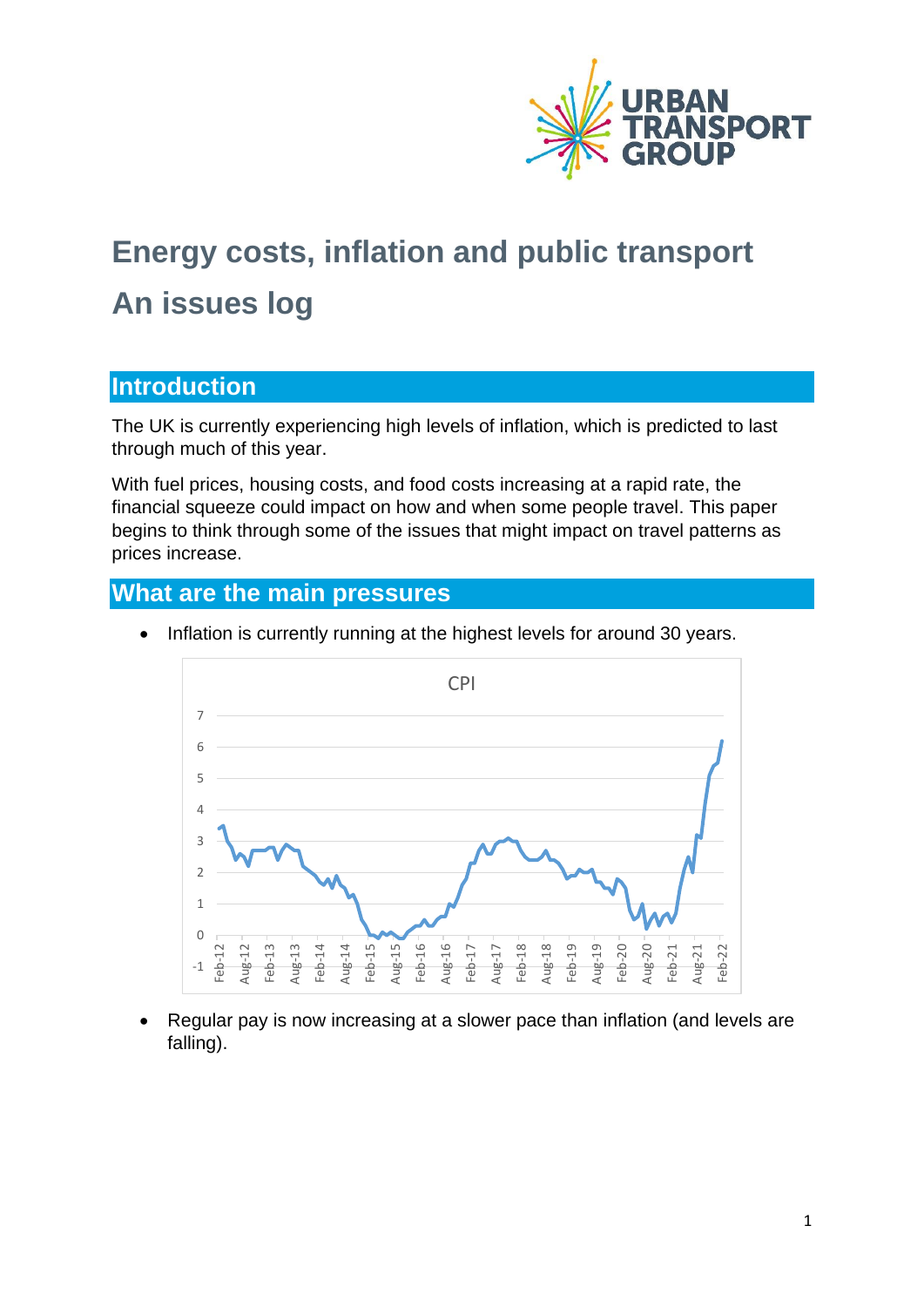URBAN TRANSPORT GROUP

# Energy costs, inflation and public transport

# An issues log

## Introduction

The UK is currently experiencing high levels of inflation, which is predicted to last through much of this year.

With fuel prices, housing costs, and food costs increasing at a rapid rate, the financial squeeze could impact on how and when some people travel. This paper begins to think through some of the issues that might impact on travel patterns as prices increase.

## What are the main pressures

- Inflation is currently running at the highest levels for around 30 years.

- Regular pay is now increasing at a slower pace than inflation (and levels are falling).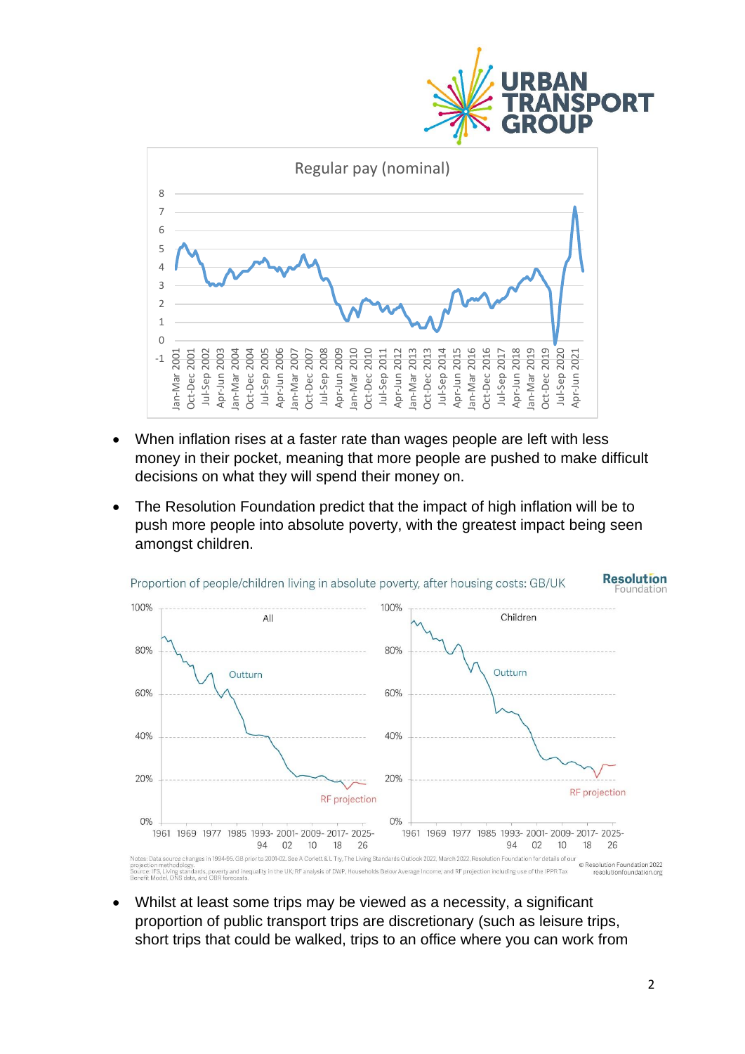Regular pay (nominal)

- When inflation rises at a faster rate than wages people are left with less money in their pocket, meaning that more people are pushed to make difficult decisions on what they will spend their money on.
- The Resolution Foundation predict that the impact of high inflation will be to push more people into absolute poverty, with the greatest impact being seen amongst children.

Proportion of people/children living in absolute poverty, after housing costs: GB/UK

Notes: Data source changes in 1994-95, GB prior to 2001-02. See A Corlett & L Try, The Living Standards Outlook 2022, March 2022, Resolution Foundation for details of our projection methodology.
Source: IFS, Living standards, poverty and inequality in the UK; RF analysis of DWP, Households Below Average Income; and RF projection including use of the IPPR Tax Benefit Model, ONS data, and OBR forecasts.

© Resolution Foundation 2022
resolutionfoundation.org

- Whilst at least some trips may be viewed as a necessity, a significant proportion of public transport trips are discretionary (such as leisure trips, short trips that could be walked, trips to an office where you can work from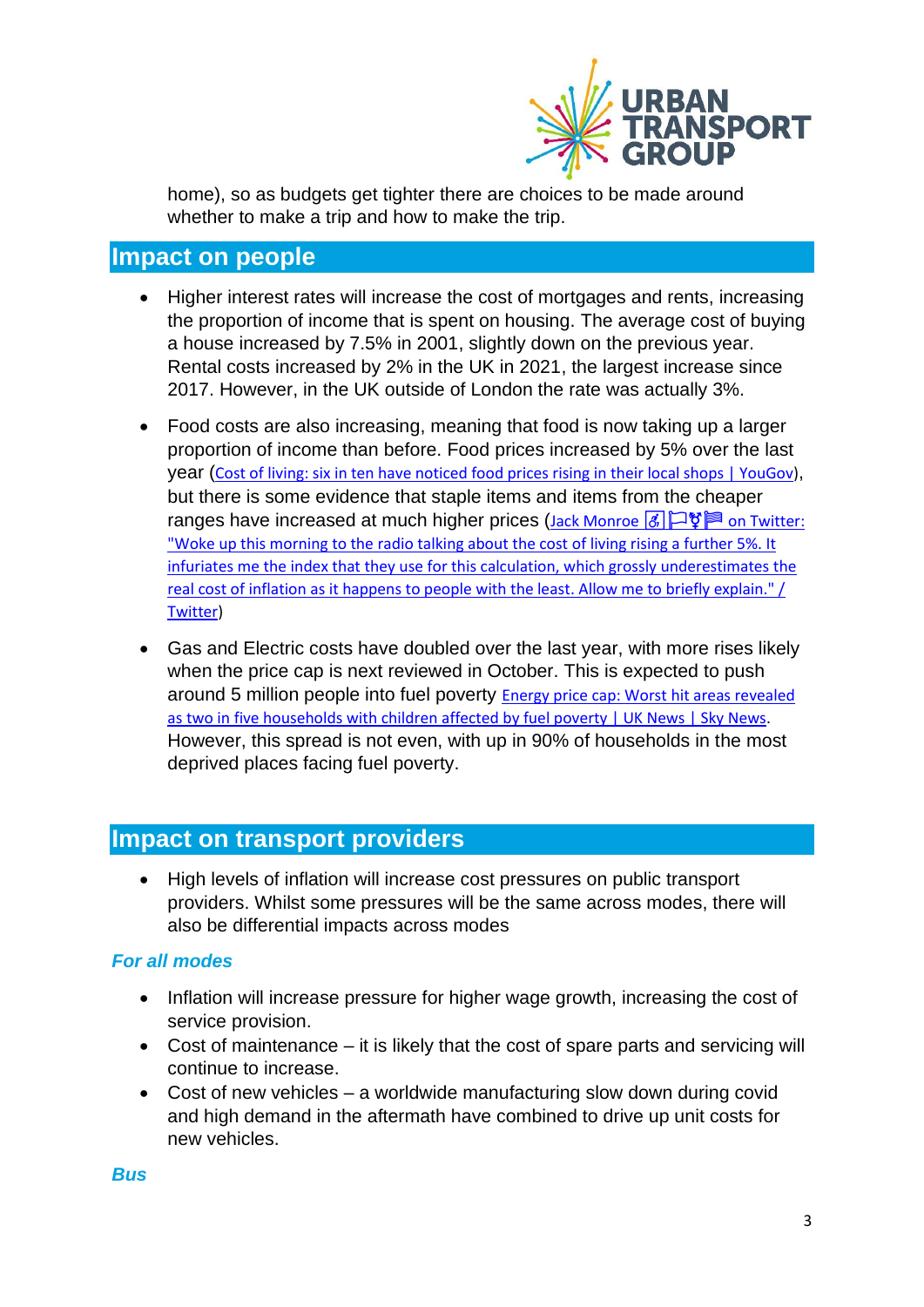home), so as budgets get tighter there are choices to be made around whether to make a trip and how to make the trip.

## Impact on people

- Higher interest rates will increase the cost of mortgages and rents, increasing the proportion of income that is spent on housing. The average cost of buying a house increased by 7.5% in 2001, slightly down on the previous year. Rental costs increased by 2% in the UK in 2021, the largest increase since 2017. However, in the UK outside of London the rate was actually 3%.
- Food costs are also increasing, meaning that food is now taking up a larger proportion of income than before. Food prices increased by 5% over the last year (Cost of living: six in ten have noticed food prices rising in their local shops | YouGov), but there is some evidence that staple items and items from the cheaper ranges have increased at much higher prices (Jack Monroe on Twitter: "Woke up this morning to the radio talking about the cost of living rising a further 5%. It infuriates me the index that they use for this calculation, which grossly underestimates the real cost of inflation as it happens to people with the least. Allow me to briefly explain." / Twitter)
- Gas and Electric costs have doubled over the last year, with more rises likely when the price cap is next reviewed in October. This is expected to push around 5 million people into fuel poverty Energy price cap: Worst hit areas revealed as two in five households with children affected by fuel poverty | UK News | Sky News. However, this spread is not even, with up in 90% of households in the most deprived places facing fuel poverty.

## Impact on transport providers

- High levels of inflation will increase cost pressures on public transport providers. Whilst some pressures will be the same across modes, there will also be differential impacts across modes

### *For all modes*

- Inflation will increase pressure for higher wage growth, increasing the cost of service provision.
- Cost of maintenance – it is likely that the cost of spare parts and servicing will continue to increase.
- Cost of new vehicles – a worldwide manufacturing slow down during covid and high demand in the aftermath have combined to drive up unit costs for new vehicles.

### *Bus*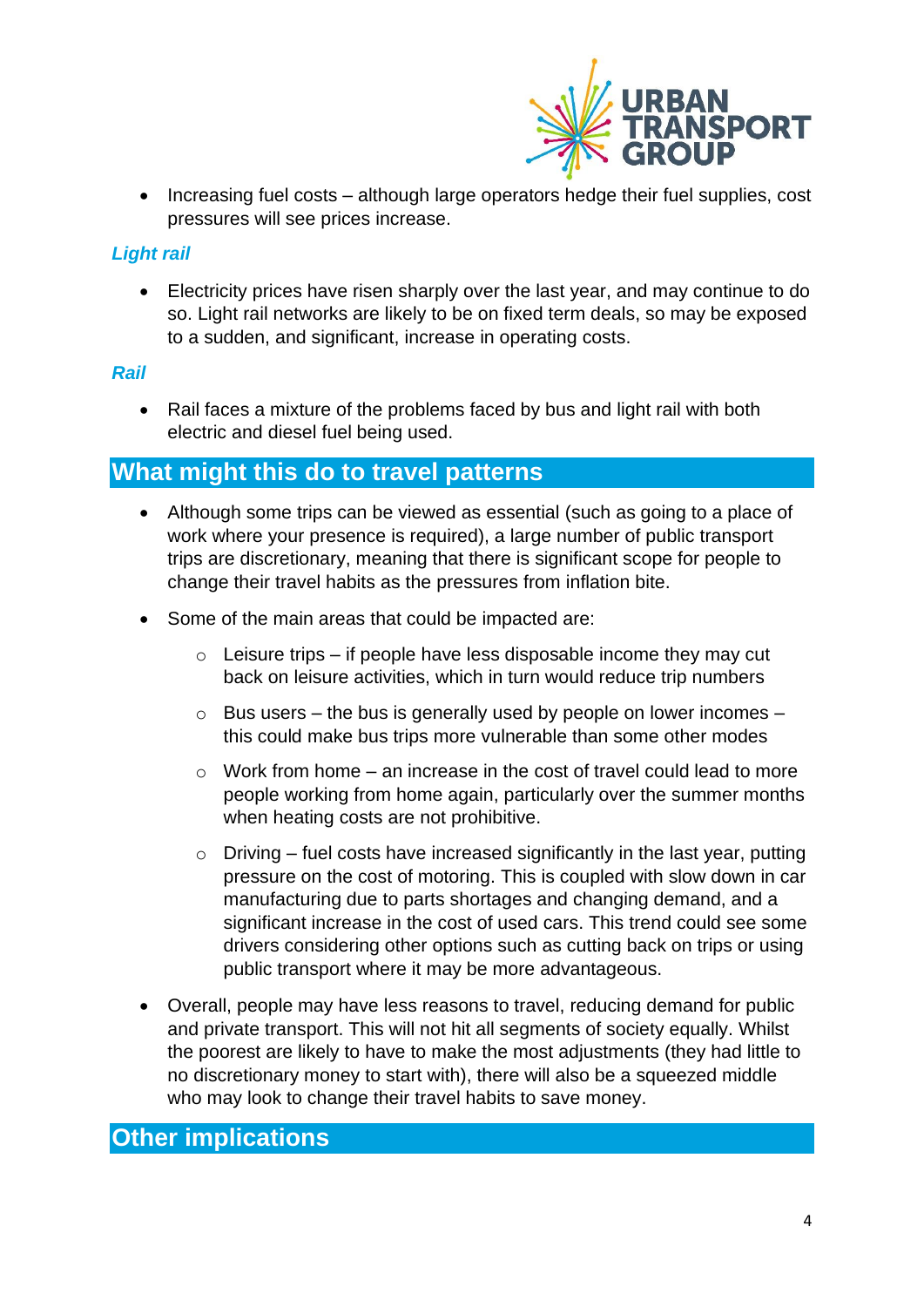- Increasing fuel costs – although large operators hedge their fuel supplies, cost pressures will see prices increase.

### *Light rail*

- Electricity prices have risen sharply over the last year, and may continue to do so. Light rail networks are likely to be on fixed term deals, so may be exposed to a sudden, and significant, increase in operating costs.

### *Rail*

- Rail faces a mixture of the problems faced by bus and light rail with both electric and diesel fuel being used.

## What might this do to travel patterns

- Although some trips can be viewed as essential (such as going to a place of work where your presence is required), a large number of public transport trips are discretionary, meaning that there is significant scope for people to change their travel habits as the pressures from inflation bite.
- Some of the main areas that could be impacted are:
  - Leisure trips – if people have less disposable income they may cut back on leisure activities, which in turn would reduce trip numbers
  - Bus users – the bus is generally used by people on lower incomes – this could make bus trips more vulnerable than some other modes
  - Work from home – an increase in the cost of travel could lead to more people working from home again, particularly over the summer months when heating costs are not prohibitive.
  - Driving – fuel costs have increased significantly in the last year, putting pressure on the cost of motoring. This is coupled with slow down in car manufacturing due to parts shortages and changing demand, and a significant increase in the cost of used cars. This trend could see some drivers considering other options such as cutting back on trips or using public transport where it may be more advantageous.
- Overall, people may have less reasons to travel, reducing demand for public and private transport. This will not hit all segments of society equally. Whilst the poorest are likely to have to make the most adjustments (they had little to no discretionary money to start with), there will also be a squeezed middle who may look to change their travel habits to save money.

## Other implications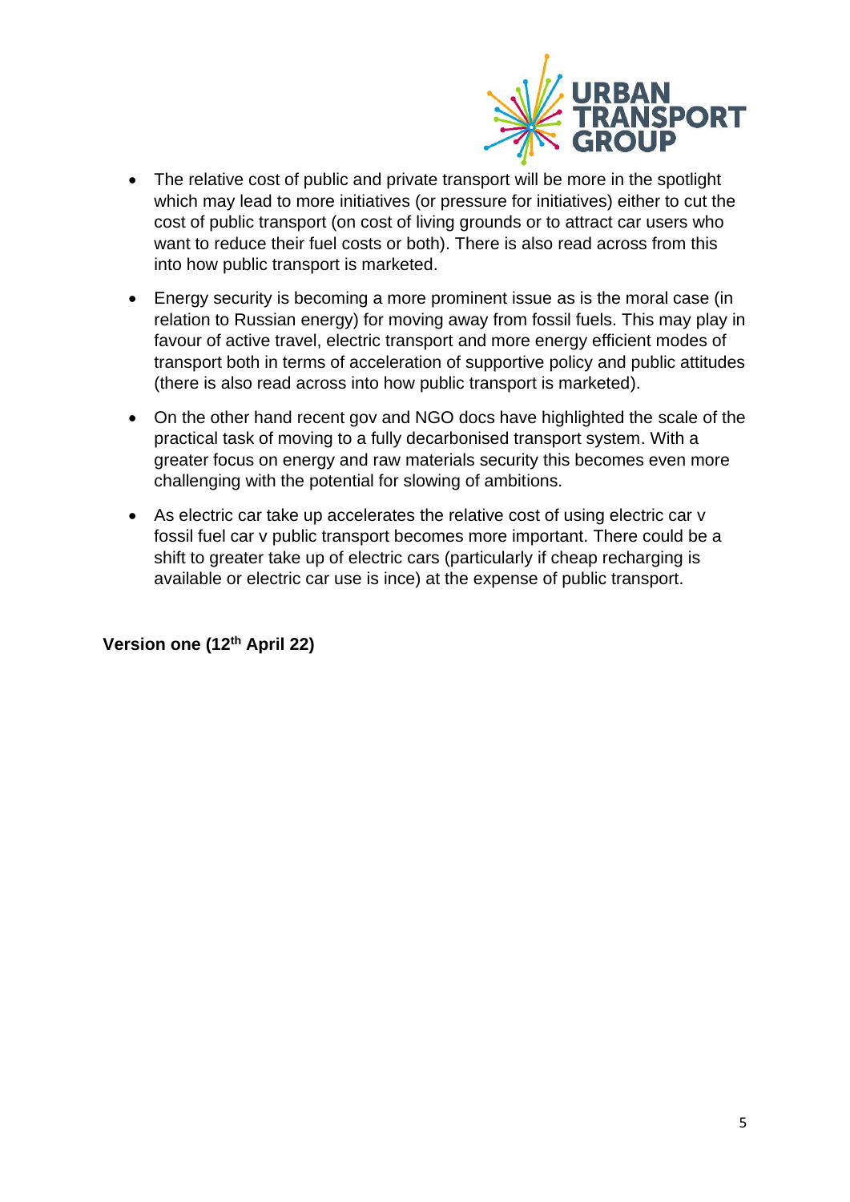- The relative cost of public and private transport will be more in the spotlight which may lead to more initiatives (or pressure for initiatives) either to cut the cost of public transport (on cost of living grounds or to attract car users who want to reduce their fuel costs or both). There is also read across from this into how public transport is marketed.
- Energy security is becoming a more prominent issue as is the moral case (in relation to Russian energy) for moving away from fossil fuels. This may play in favour of active travel, electric transport and more energy efficient modes of transport both in terms of acceleration of supportive policy and public attitudes (there is also read across into how public transport is marketed).
- On the other hand recent gov and NGO docs have highlighted the scale of the practical task of moving to a fully decarbonised transport system. With a greater focus on energy and raw materials security this becomes even more challenging with the potential for slowing of ambitions.
- As electric car take up accelerates the relative cost of using electric car v fossil fuel car v public transport becomes more important. There could be a shift to greater take up of electric cars (particularly if cheap recharging is available or electric car use is ince) at the expense of public transport.

**Version one (12th April 22)**